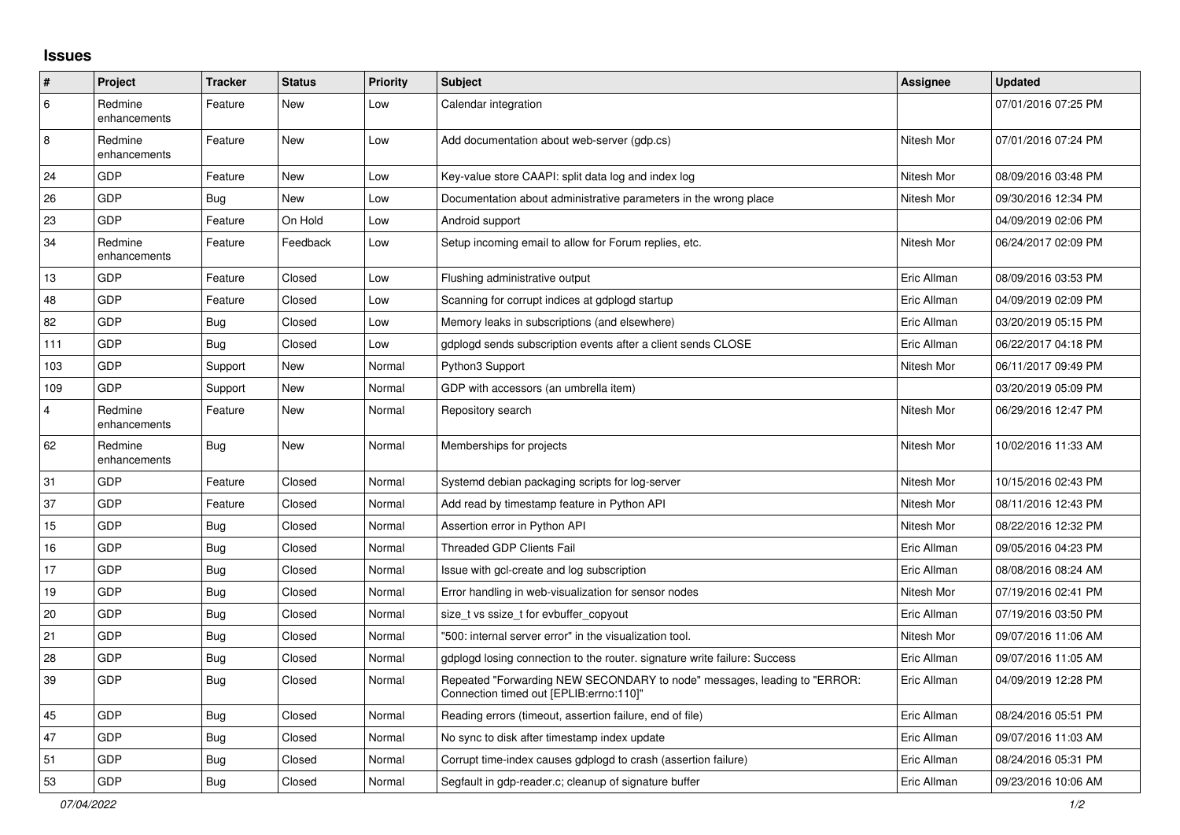# Issues

| # | Project | Tracker | Status | Priority | Subject | Assignee | Updated |
|---|---|---|---|---|---|---|---|
| 6 | Redmine enhancements | Feature | New | Low | Calendar integration | | 07/01/2016 07:25 PM |
| 8 | Redmine enhancements | Feature | New | Low | Add documentation about web-server (gdp.cs) | Nitesh Mor | 07/01/2016 07:24 PM |
| 24 | GDP | Feature | New | Low | Key-value store CAAPI: split data log and index log | Nitesh Mor | 08/09/2016 03:48 PM |
| 26 | GDP | Bug | New | Low | Documentation about administrative parameters in the wrong place | Nitesh Mor | 09/30/2016 12:34 PM |
| 23 | GDP | Feature | On Hold | Low | Android support | | 04/09/2019 02:06 PM |
| 34 | Redmine enhancements | Feature | Feedback | Low | Setup incoming email to allow for Forum replies, etc. | Nitesh Mor | 06/24/2017 02:09 PM |
| 13 | GDP | Feature | Closed | Low | Flushing administrative output | Eric Allman | 08/09/2016 03:53 PM |
| 48 | GDP | Feature | Closed | Low | Scanning for corrupt indices at gdplogd startup | Eric Allman | 04/09/2019 02:09 PM |
| 82 | GDP | Bug | Closed | Low | Memory leaks in subscriptions (and elsewhere) | Eric Allman | 03/20/2019 05:15 PM |
| 111 | GDP | Bug | Closed | Low | gdplogd sends subscription events after a client sends CLOSE | Eric Allman | 06/22/2017 04:18 PM |
| 103 | GDP | Support | New | Normal | Python3 Support | Nitesh Mor | 06/11/2017 09:49 PM |
| 109 | GDP | Support | New | Normal | GDP with accessors (an umbrella item) | | 03/20/2019 05:09 PM |
| 4 | Redmine enhancements | Feature | New | Normal | Repository search | Nitesh Mor | 06/29/2016 12:47 PM |
| 62 | Redmine enhancements | Bug | New | Normal | Memberships for projects | Nitesh Mor | 10/02/2016 11:33 AM |
| 31 | GDP | Feature | Closed | Normal | Systemd debian packaging scripts for log-server | Nitesh Mor | 10/15/2016 02:43 PM |
| 37 | GDP | Feature | Closed | Normal | Add read by timestamp feature in Python API | Nitesh Mor | 08/11/2016 12:43 PM |
| 15 | GDP | Bug | Closed | Normal | Assertion error in Python API | Nitesh Mor | 08/22/2016 12:32 PM |
| 16 | GDP | Bug | Closed | Normal | Threaded GDP Clients Fail | Eric Allman | 09/05/2016 04:23 PM |
| 17 | GDP | Bug | Closed | Normal | Issue with gcl-create and log subscription | Eric Allman | 08/08/2016 08:24 AM |
| 19 | GDP | Bug | Closed | Normal | Error handling in web-visualization for sensor nodes | Nitesh Mor | 07/19/2016 02:41 PM |
| 20 | GDP | Bug | Closed | Normal | size_t vs ssize_t for evbuffer_copyout | Eric Allman | 07/19/2016 03:50 PM |
| 21 | GDP | Bug | Closed | Normal | "500: internal server error" in the visualization tool. | Nitesh Mor | 09/07/2016 11:06 AM |
| 28 | GDP | Bug | Closed | Normal | gdplogd losing connection to the router. signature write failure: Success | Eric Allman | 09/07/2016 11:05 AM |
| 39 | GDP | Bug | Closed | Normal | Repeated "Forwarding NEW SECONDARY to node" messages, leading to "ERROR: Connection timed out [EPLIB:errno:110]" | Eric Allman | 04/09/2019 12:28 PM |
| 45 | GDP | Bug | Closed | Normal | Reading errors (timeout, assertion failure, end of file) | Eric Allman | 08/24/2016 05:51 PM |
| 47 | GDP | Bug | Closed | Normal | No sync to disk after timestamp index update | Eric Allman | 09/07/2016 11:03 AM |
| 51 | GDP | Bug | Closed | Normal | Corrupt time-index causes gdplogd to crash (assertion failure) | Eric Allman | 08/24/2016 05:31 PM |
| 53 | GDP | Bug | Closed | Normal | Segfault in gdp-reader.c; cleanup of signature buffer | Eric Allman | 09/23/2016 10:06 AM |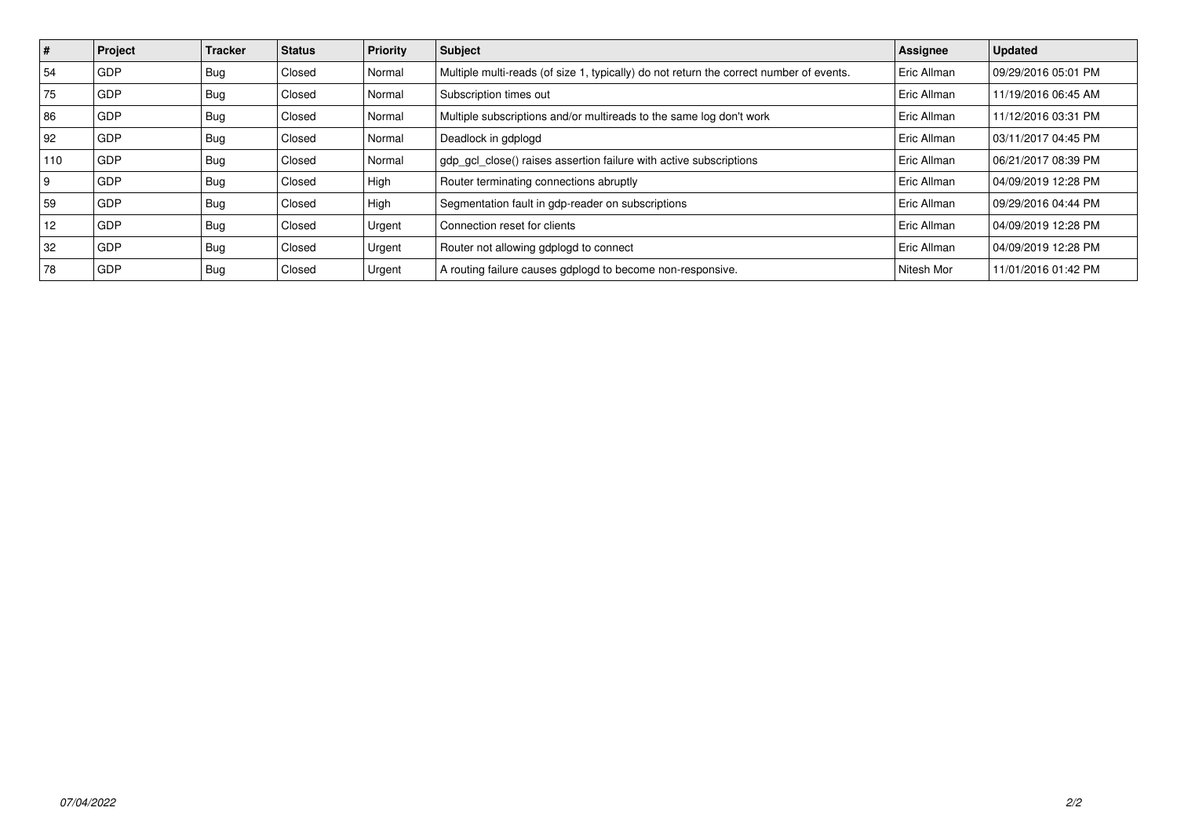| # | Project | Tracker | Status | Priority | Subject | Assignee | Updated |
|---|---|---|---|---|---|---|---|
| 54 | GDP | Bug | Closed | Normal | Multiple multi-reads (of size 1, typically) do not return the correct number of events. | Eric Allman | 09/29/2016 05:01 PM |
| 75 | GDP | Bug | Closed | Normal | Subscription times out | Eric Allman | 11/19/2016 06:45 AM |
| 86 | GDP | Bug | Closed | Normal | Multiple subscriptions and/or multireads to the same log don't work | Eric Allman | 11/12/2016 03:31 PM |
| 92 | GDP | Bug | Closed | Normal | Deadlock in gdplogd | Eric Allman | 03/11/2017 04:45 PM |
| 110 | GDP | Bug | Closed | Normal | gdp_gcl_close() raises assertion failure with active subscriptions | Eric Allman | 06/21/2017 08:39 PM |
| 9 | GDP | Bug | Closed | High | Router terminating connections abruptly | Eric Allman | 04/09/2019 12:28 PM |
| 59 | GDP | Bug | Closed | High | Segmentation fault in gdp-reader on subscriptions | Eric Allman | 09/29/2016 04:44 PM |
| 12 | GDP | Bug | Closed | Urgent | Connection reset for clients | Eric Allman | 04/09/2019 12:28 PM |
| 32 | GDP | Bug | Closed | Urgent | Router not allowing gdplogd to connect | Eric Allman | 04/09/2019 12:28 PM |
| 78 | GDP | Bug | Closed | Urgent | A routing failure causes gdplogd to become non-responsive. | Nitesh Mor | 11/01/2016 01:42 PM |